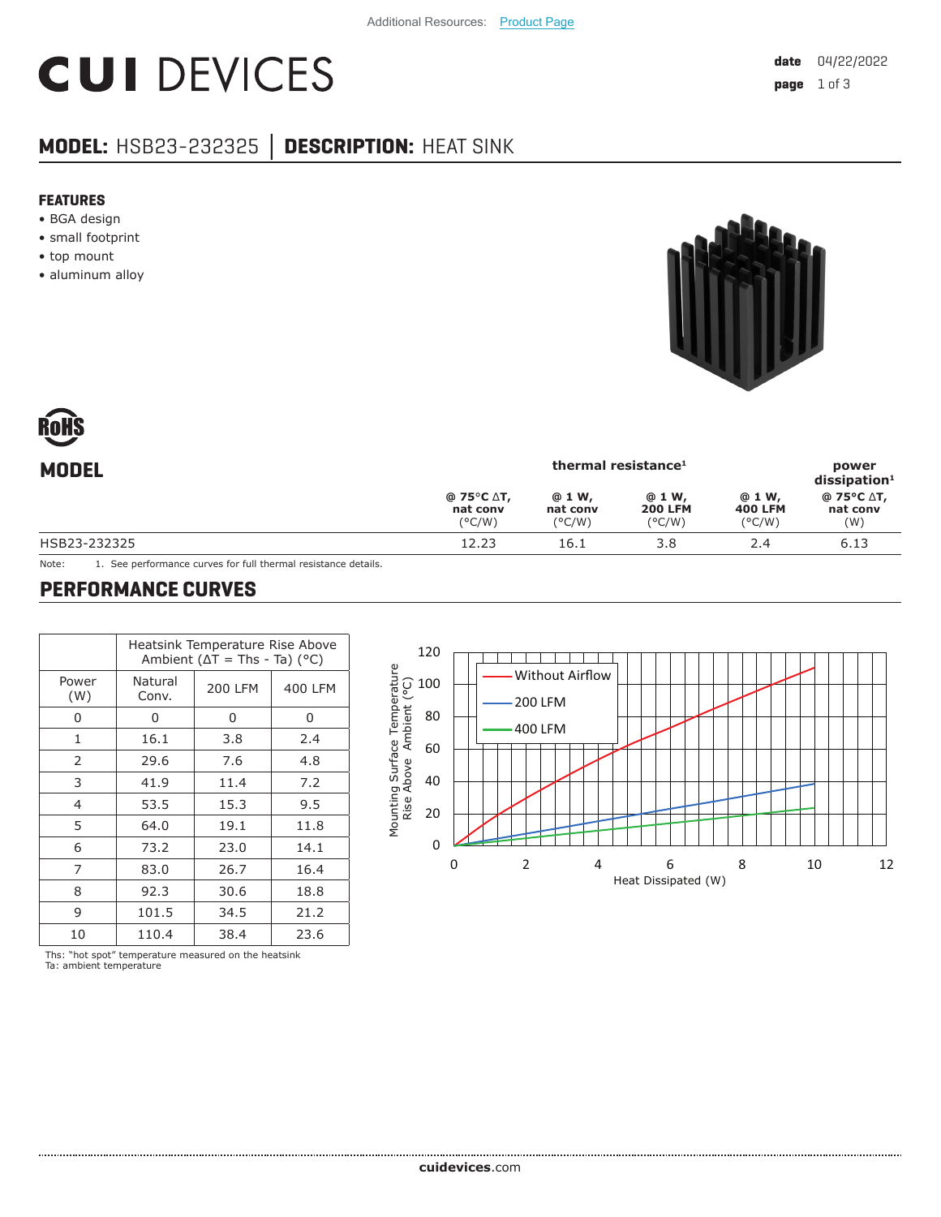Additional Resources: Product Page

# CUI DEVICES

date 04/22/2022

## MODEL: HSB23-232325 | DESCRIPTION: HEAT SINK

### FEATURES

- BGA design
- small footprint
- top mount
- aluminum alloy

RoHS

## MODEL

| | thermal resistance[1] | | | | power dissipation[1] |
|---|---|---|---|---|---|
| | @ 75°C ΔT, nat conv (°C/W) | @ 1 W, nat conv (°C/W) | @ 1 W, 200 LFM (°C/W) | @ 1 W, 400 LFM (°C/W) | @ 75°C ΔT, nat conv (W) |
| HSB23-232325 | 12.23 | 16.1 | 3.8 | 2.4 | 6.13 |

Note: 1. See performance curves for full thermal resistance details.

## PERFORMANCE CURVES

| Power (W) | Heatsink Temperature Rise Above Ambient (ΔT = Ths - Ta) (°C) | | |
|---|---|---|---|
| | Natural Conv. | 200 LFM | 400 LFM |
| 0 | 0 | 0 | 0 |
| 1 | 16.1 | 3.8 | 2.4 |
| 2 | 29.6 | 7.6 | 4.8 |
| 3 | 41.9 | 11.4 | 7.2 |
| 4 | 53.5 | 15.3 | 9.5 |
| 5 | 64.0 | 19.1 | 11.8 |
| 6 | 73.2 | 23.0 | 14.1 |
| 7 | 83.0 | 26.7 | 16.4 |
| 8 | 92.3 | 30.6 | 18.8 |
| 9 | 101.5 | 34.5 | 21.2 |
| 10 | 110.4 | 38.4 | 23.6 |

Ths: "hot spot" temperature measured on the heatsink
Ta: ambient temperature

cuidevices.com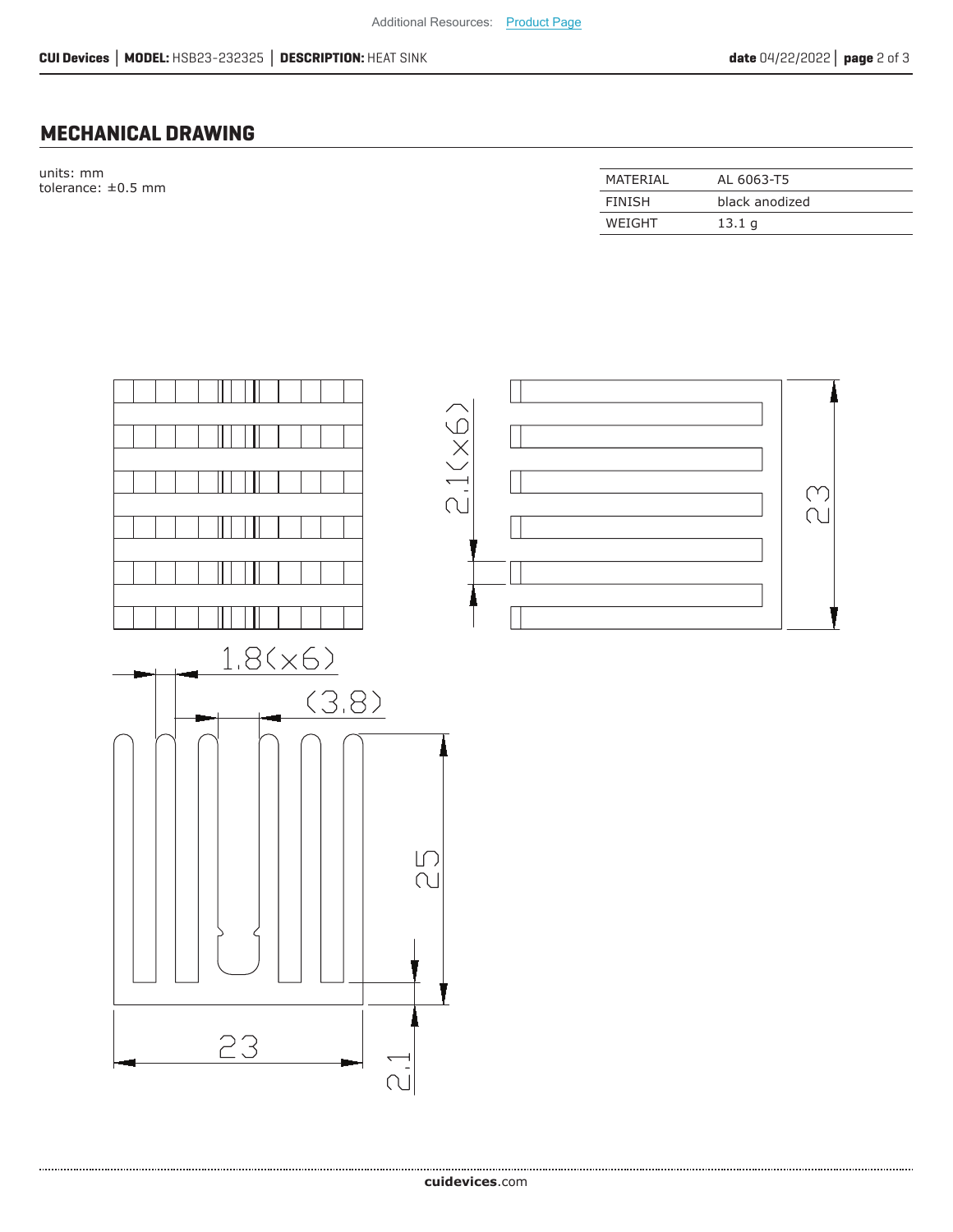Additional Resources: Product Page

## MECHANICAL DRAWING

units: mm
tolerance: ±0.5 mm

| MATERIAL | AL 6063-T5 |
|---|---|
| FINISH | black anodized |
| WEIGHT | 13.1 g |

1.8(×6)

(3.8)

2.1(×6)

23

25

23

2.1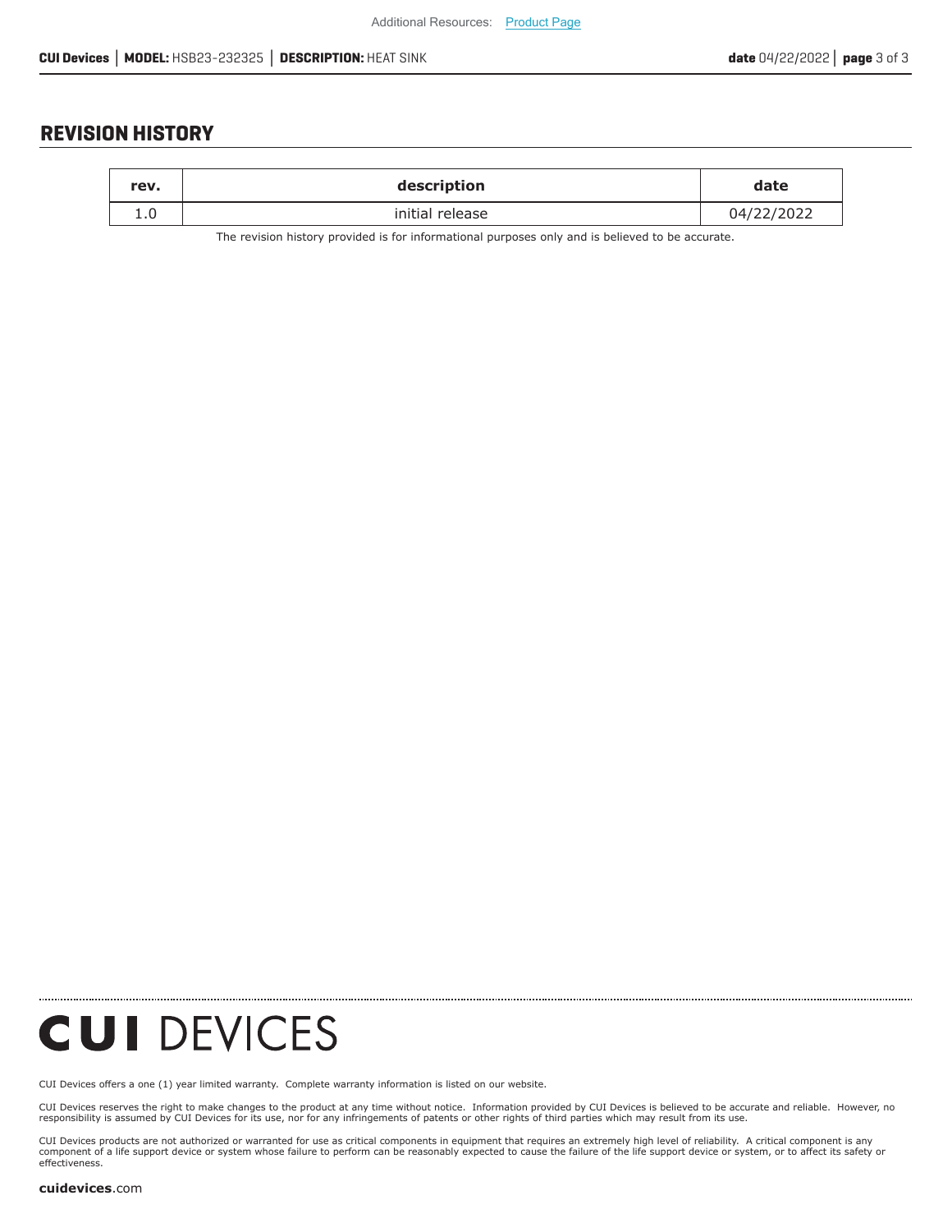## REVISION HISTORY

| rev. | description | date |
|---|---|---|
| 1.0 | initial release | 04/22/2022 |

The revision history provided is for informational purposes only and is believed to be accurate.

CUI DEVICES

CUI Devices offers a one (1) year limited warranty. Complete warranty information is listed on our website.

CUI Devices reserves the right to make changes to the product at any time without notice. Information provided by CUI Devices is believed to be accurate and reliable. However, no responsibility is assumed by CUI Devices for its use, nor for any infringements of patents or other rights of third parties which may result from its use.

CUI Devices products are not authorized or warranted for use as critical components in equipment that requires an extremely high level of reliability. A critical component is any component of a life support device or system whose failure to perform can be reasonably expected to cause the failure of the life support device or system, or to affect its safety or effectiveness.

**cuidevices**.com